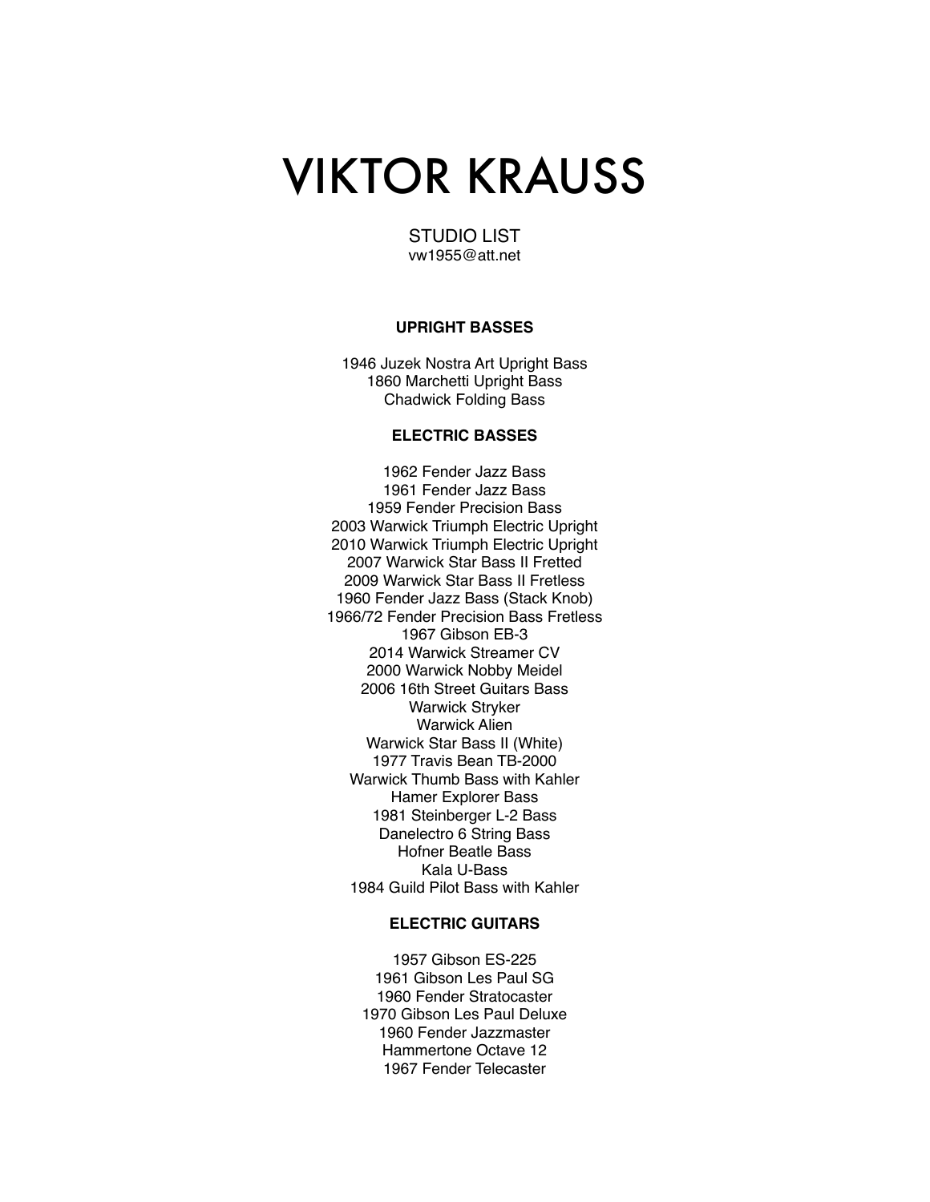# VIKTOR KRAUSS

STUDIO LIST
vw1955@att.net

**UPRIGHT BASSES**

1946 Juzek Nostra Art Upright Bass
1860 Marchetti Upright Bass
Chadwick Folding Bass

**ELECTRIC BASSES**

1962 Fender Jazz Bass
1961 Fender Jazz Bass
1959 Fender Precision Bass
2003 Warwick Triumph Electric Upright
2010 Warwick Triumph Electric Upright
2007 Warwick Star Bass II Fretted
2009 Warwick Star Bass II Fretless
1960 Fender Jazz Bass (Stack Knob)
1966/72 Fender Precision Bass Fretless
1967 Gibson EB-3
2014 Warwick Streamer CV
2000 Warwick Nobby Meidel
2006 16th Street Guitars Bass
Warwick Stryker
Warwick Alien
Warwick Star Bass II (White)
1977 Travis Bean TB-2000
Warwick Thumb Bass with Kahler
Hamer Explorer Bass
1981 Steinberger L-2 Bass
Danelectro 6 String Bass
Hofner Beatle Bass
Kala U-Bass
1984 Guild Pilot Bass with Kahler

**ELECTRIC GUITARS**

1957 Gibson ES-225
1961 Gibson Les Paul SG
1960 Fender Stratocaster
1970 Gibson Les Paul Deluxe
1960 Fender Jazzmaster
Hammertone Octave 12
1967 Fender Telecaster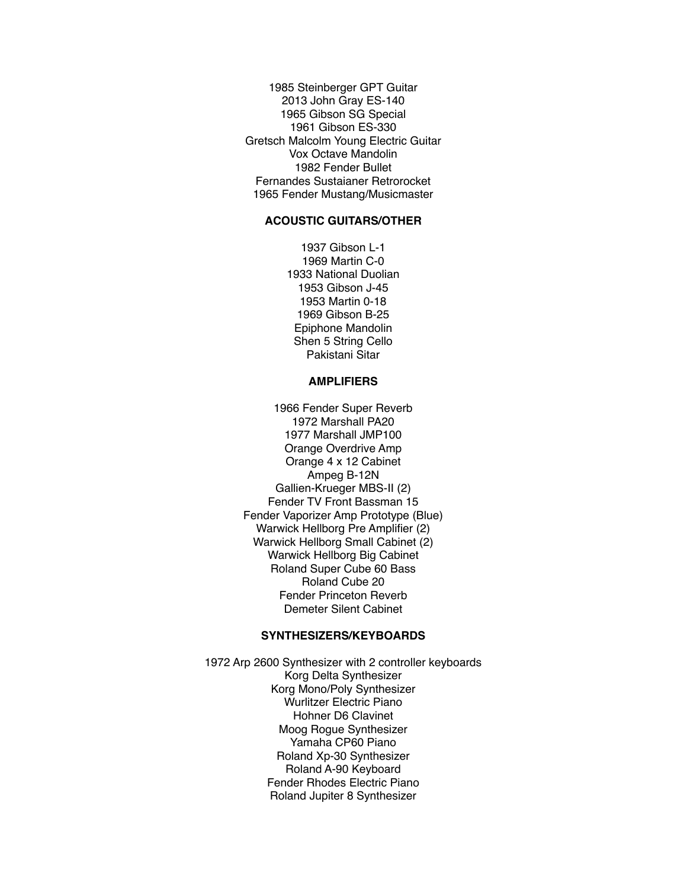1985 Steinberger GPT Guitar
2013 John Gray ES-140
1965 Gibson SG Special
1961 Gibson ES-330
Gretsch Malcolm Young Electric Guitar
Vox Octave Mandolin
1982 Fender Bullet
Fernandes Sustaianer Retrorocket
1965 Fender Mustang/Musicmaster

**ACOUSTIC GUITARS/OTHER**

1937 Gibson L-1
1969 Martin C-0
1933 National Duolian
1953 Gibson J-45
1953 Martin 0-18
1969 Gibson B-25
Epiphone Mandolin
Shen 5 String Cello
Pakistani Sitar

**AMPLIFIERS**

1966 Fender Super Reverb
1972 Marshall PA20
1977 Marshall JMP100
Orange Overdrive Amp
Orange 4 x 12 Cabinet
Ampeg B-12N
Gallien-Krueger MBS-II (2)
Fender TV Front Bassman 15
Fender Vaporizer Amp Prototype (Blue)
Warwick Hellborg Pre Amplifier (2)
Warwick Hellborg Small Cabinet (2)
Warwick Hellborg Big Cabinet
Roland Super Cube 60 Bass
Roland Cube 20
Fender Princeton Reverb
Demeter Silent Cabinet

**SYNTHESIZERS/KEYBOARDS**

1972 Arp 2600 Synthesizer with 2 controller keyboards
Korg Delta Synthesizer
Korg Mono/Poly Synthesizer
Wurlitzer Electric Piano
Hohner D6 Clavinet
Moog Rogue Synthesizer
Yamaha CP60 Piano
Roland Xp-30 Synthesizer
Roland A-90 Keyboard
Fender Rhodes Electric Piano
Roland Jupiter 8 Synthesizer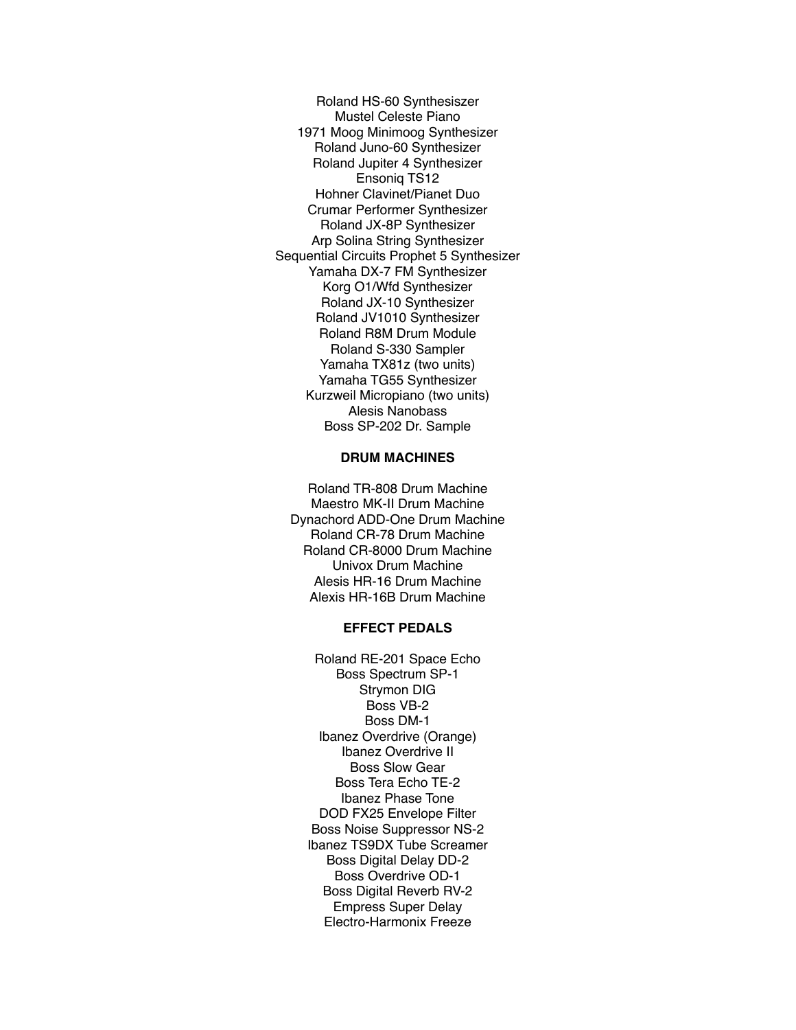Roland HS-60 Synthesiszer
Mustel Celeste Piano
1971 Moog Minimoog Synthesizer
Roland Juno-60 Synthesizer
Roland Jupiter 4 Synthesizer
Ensoniq TS12
Hohner Clavinet/Pianet Duo
Crumar Performer Synthesizer
Roland JX-8P Synthesizer
Arp Solina String Synthesizer
Sequential Circuits Prophet 5 Synthesizer
Yamaha DX-7 FM Synthesizer
Korg O1/Wfd Synthesizer
Roland JX-10 Synthesizer
Roland JV1010 Synthesizer
Roland R8M Drum Module
Roland S-330 Sampler
Yamaha TX81z (two units)
Yamaha TG55 Synthesizer
Kurzweil Micropiano (two units)
Alesis Nanobass
Boss SP-202 Dr. Sample

**DRUM MACHINES**

Roland TR-808 Drum Machine
Maestro MK-II Drum Machine
Dynachord ADD-One Drum Machine
Roland CR-78 Drum Machine
Roland CR-8000 Drum Machine
Univox Drum Machine
Alesis HR-16 Drum Machine
Alexis HR-16B Drum Machine

**EFFECT PEDALS**

Roland RE-201 Space Echo
Boss Spectrum SP-1
Strymon DIG
Boss VB-2
Boss DM-1
Ibanez Overdrive (Orange)
Ibanez Overdrive II
Boss Slow Gear
Boss Tera Echo TE-2
Ibanez Phase Tone
DOD FX25 Envelope Filter
Boss Noise Suppressor NS-2
Ibanez TS9DX Tube Screamer
Boss Digital Delay DD-2
Boss Overdrive OD-1
Boss Digital Reverb RV-2
Empress Super Delay
Electro-Harmonix Freeze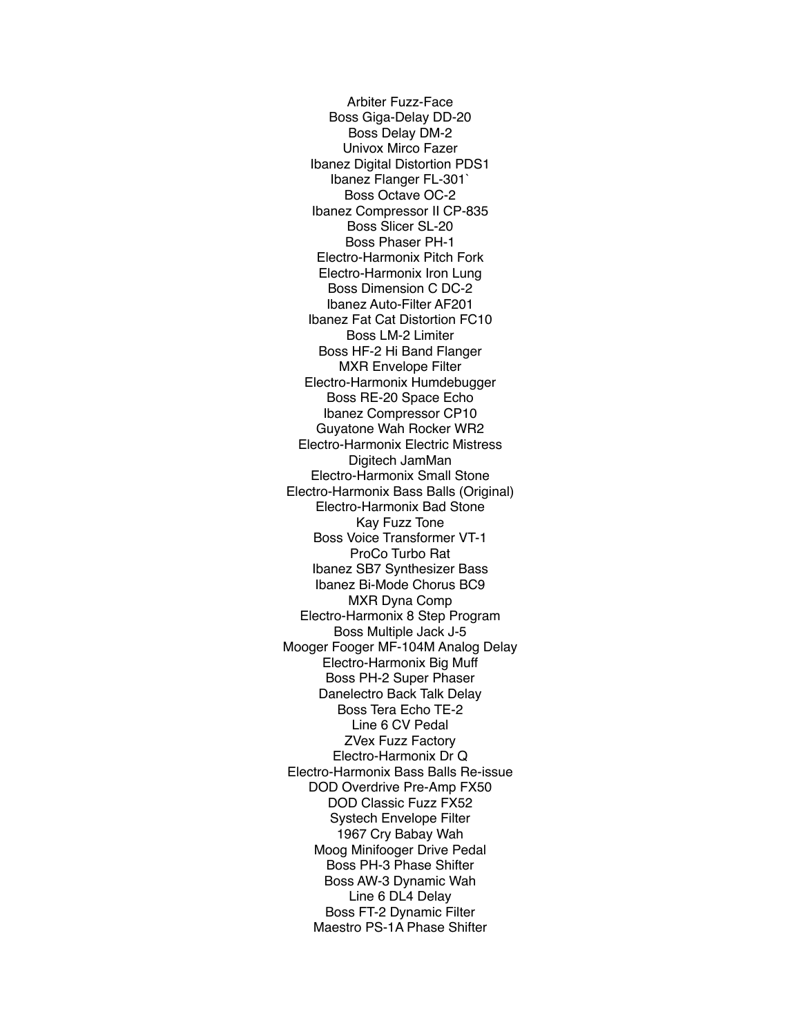Arbiter Fuzz-Face
Boss Giga-Delay DD-20
Boss Delay DM-2
Univox Mirco Fazer
Ibanez Digital Distortion PDS1
Ibanez Flanger FL-301`
Boss Octave OC-2
Ibanez Compressor II CP-835
Boss Slicer SL-20
Boss Phaser PH-1
Electro-Harmonix Pitch Fork
Electro-Harmonix Iron Lung
Boss Dimension C DC-2
Ibanez Auto-Filter AF201
Ibanez Fat Cat Distortion FC10
Boss LM-2 Limiter
Boss HF-2 Hi Band Flanger
MXR Envelope Filter
Electro-Harmonix Humdebugger
Boss RE-20 Space Echo
Ibanez Compressor CP10
Guyatone Wah Rocker WR2
Electro-Harmonix Electric Mistress
Digitech JamMan
Electro-Harmonix Small Stone
Electro-Harmonix Bass Balls (Original)
Electro-Harmonix Bad Stone
Kay Fuzz Tone
Boss Voice Transformer VT-1
ProCo Turbo Rat
Ibanez SB7 Synthesizer Bass
Ibanez Bi-Mode Chorus BC9
MXR Dyna Comp
Electro-Harmonix 8 Step Program
Boss Multiple Jack J-5
Mooger Fooger MF-104M Analog Delay
Electro-Harmonix Big Muff
Boss PH-2 Super Phaser
Danelectro Back Talk Delay
Boss Tera Echo TE-2
Line 6 CV Pedal
ZVex Fuzz Factory
Electro-Harmonix Dr Q
Electro-Harmonix Bass Balls Re-issue
DOD Overdrive Pre-Amp FX50
DOD Classic Fuzz FX52
Systech Envelope Filter
1967 Cry Babay Wah
Moog Minifooger Drive Pedal
Boss PH-3 Phase Shifter
Boss AW-3 Dynamic Wah
Line 6 DL4 Delay
Boss FT-2 Dynamic Filter
Maestro PS-1A Phase Shifter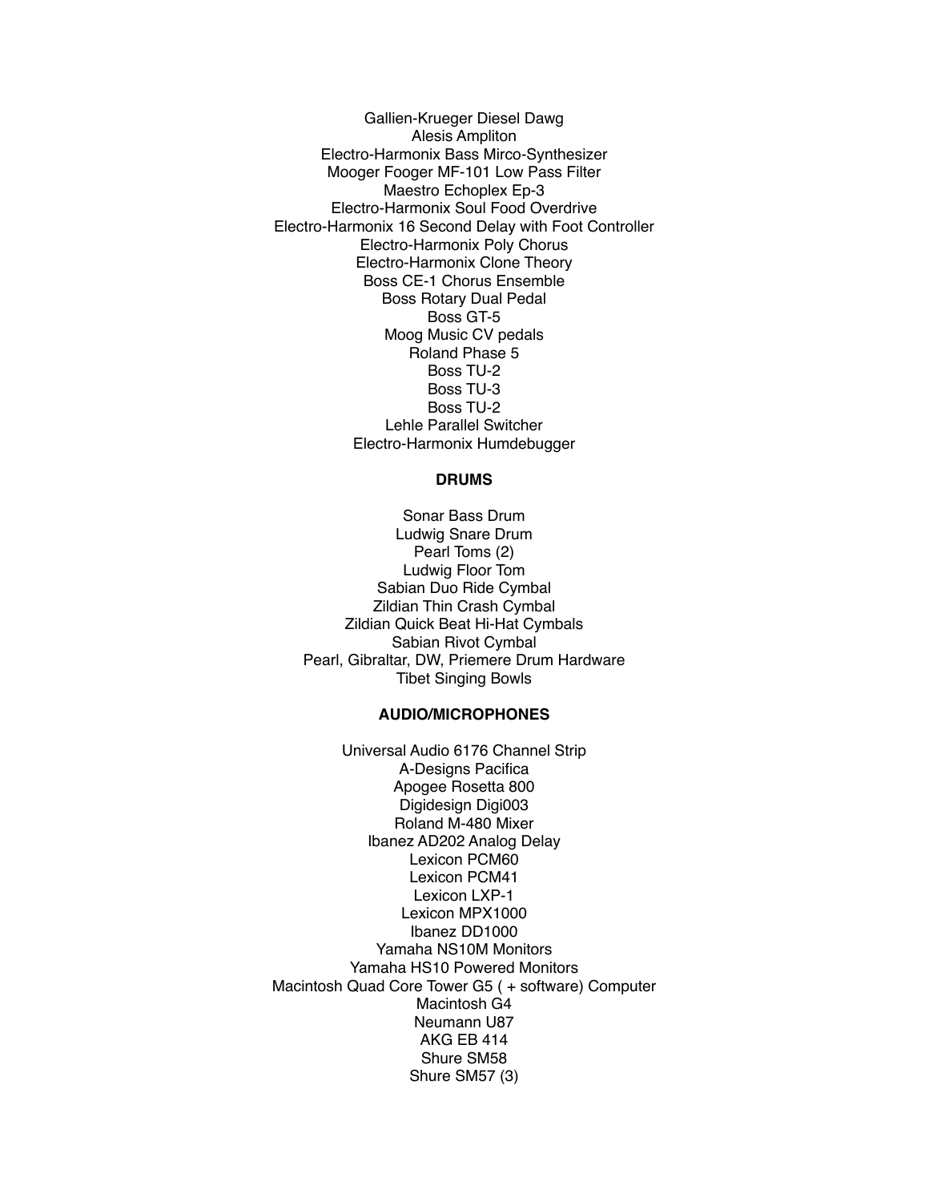Gallien-Krueger Diesel Dawg
Alesis Ampliton
Electro-Harmonix Bass Mirco-Synthesizer
Mooger Fooger MF-101 Low Pass Filter
Maestro Echoplex Ep-3
Electro-Harmonix Soul Food Overdrive
Electro-Harmonix 16 Second Delay with Foot Controller
Electro-Harmonix Poly Chorus
Electro-Harmonix Clone Theory
Boss CE-1 Chorus Ensemble
Boss Rotary Dual Pedal
Boss GT-5
Moog Music CV pedals
Roland Phase 5
Boss TU-2
Boss TU-3
Boss TU-2
Lehle Parallel Switcher
Electro-Harmonix Humdebugger

**DRUMS**

Sonar Bass Drum
Ludwig Snare Drum
Pearl Toms (2)
Ludwig Floor Tom
Sabian Duo Ride Cymbal
Zildian Thin Crash Cymbal
Zildian Quick Beat Hi-Hat Cymbals
Sabian Rivot Cymbal
Pearl, Gibraltar, DW, Priemere Drum Hardware
Tibet Singing Bowls

**AUDIO/MICROPHONES**

Universal Audio 6176 Channel Strip
A-Designs Pacifica
Apogee Rosetta 800
Digidesign Digi003
Roland M-480 Mixer
Ibanez AD202 Analog Delay
Lexicon PCM60
Lexicon PCM41
Lexicon LXP-1
Lexicon MPX1000
Ibanez DD1000
Yamaha NS10M Monitors
Yamaha HS10 Powered Monitors
Macintosh Quad Core Tower G5 ( + software) Computer
Macintosh G4
Neumann U87
AKG EB 414
Shure SM58
Shure SM57 (3)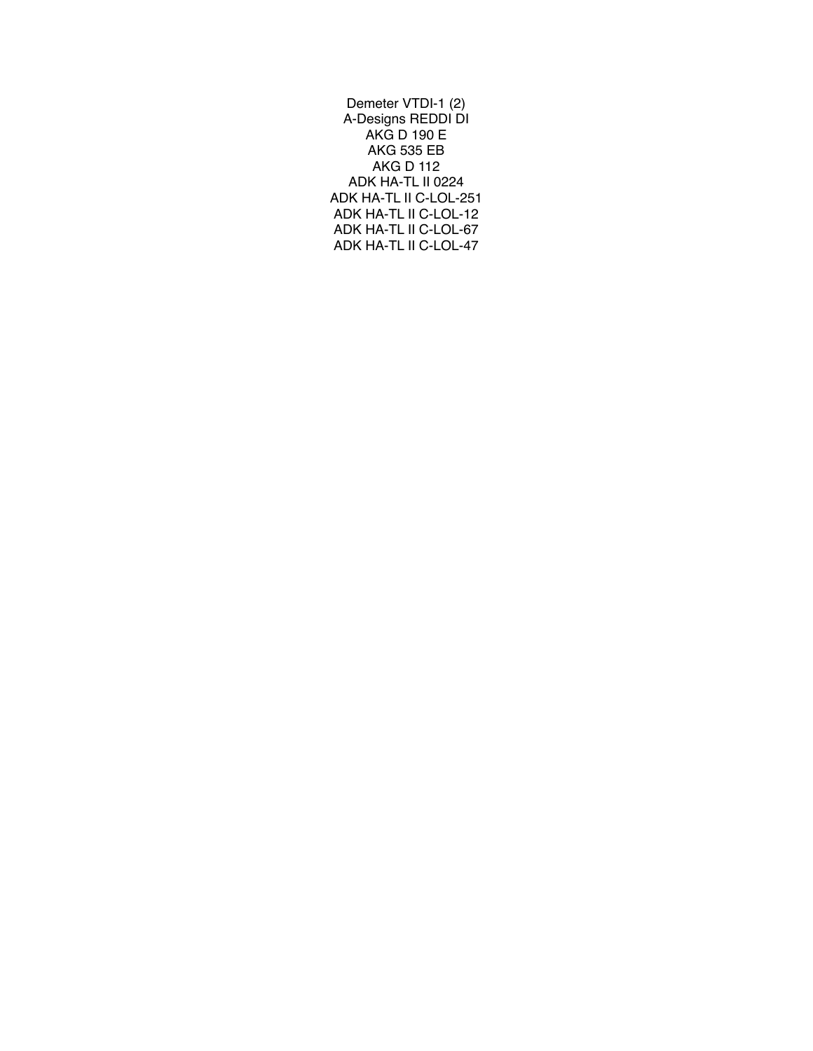Demeter VTDI-1 (2)
A-Designs REDDI DI
AKG D 190 E
AKG 535 EB
AKG D 112
ADK HA-TL II 0224
ADK HA-TL II C-LOL-251
ADK HA-TL II C-LOL-12
ADK HA-TL II C-LOL-67
ADK HA-TL II C-LOL-47